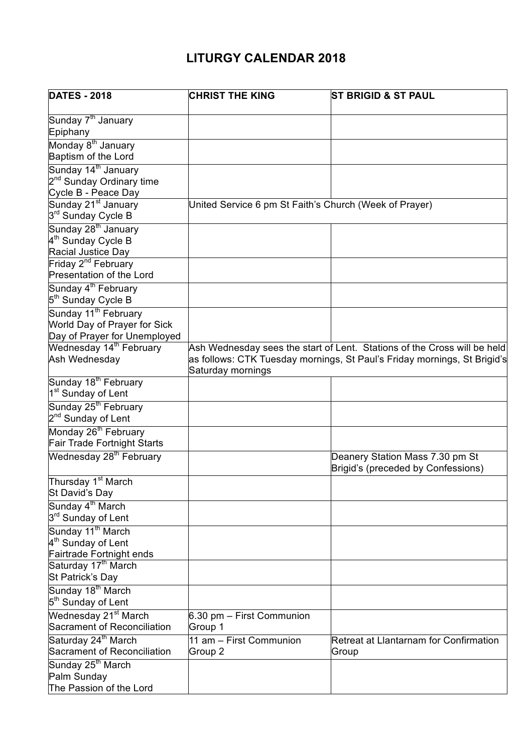# LITURGY CALENDAR 2018

| DATES - 2018 | CHRIST THE KING | ST BRIGID & ST PAUL |
|---|---|---|
| Sunday 7th January<br>Epiphany | | |
| Monday 8th January<br>Baptism of the Lord | | |
| Sunday 14th January<br>2nd Sunday Ordinary time<br>Cycle B - Peace Day | | |
| Sunday 21st January<br>3rd Sunday Cycle B | United Service 6 pm St Faith's Church (Week of Prayer) | |
| Sunday 28th January<br>4th Sunday Cycle B<br>Racial Justice Day | | |
| Friday 2nd February<br>Presentation of the Lord | | |
| Sunday 4th February<br>5th Sunday Cycle B | | |
| Sunday 11th February<br>World Day of Prayer for Sick<br>Day of Prayer for Unemployed | | |
| Wednesday 14th February<br>Ash Wednesday | Ash Wednesday sees the start of Lent. Stations of the Cross will be held as follows: CTK Tuesday mornings, St Paul's Friday mornings, St Brigid's Saturday mornings | |
| Sunday 18th February<br>1st Sunday of Lent | | |
| Sunday 25th February<br>2nd Sunday of Lent | | |
| Monday 26th February<br>Fair Trade Fortnight Starts | | |
| Wednesday 28th February | | Deanery Station Mass 7.30 pm St Brigid's (preceded by Confessions) |
| Thursday 1st March<br>St David's Day | | |
| Sunday 4th March<br>3rd Sunday of Lent | | |
| Sunday 11th March<br>4th Sunday of Lent<br>Fairtrade Fortnight ends | | |
| Saturday 17th March<br>St Patrick's Day | | |
| Sunday 18th March<br>5th Sunday of Lent | | |
| Wednesday 21st March<br>Sacrament of Reconciliation | 6.30 pm – First Communion Group 1 | |
| Saturday 24th March<br>Sacrament of Reconciliation | 11 am – First Communion Group 2 | Retreat at Llantarnam for Confirmation Group |
| Sunday 25th March<br>Palm Sunday<br>The Passion of the Lord | | |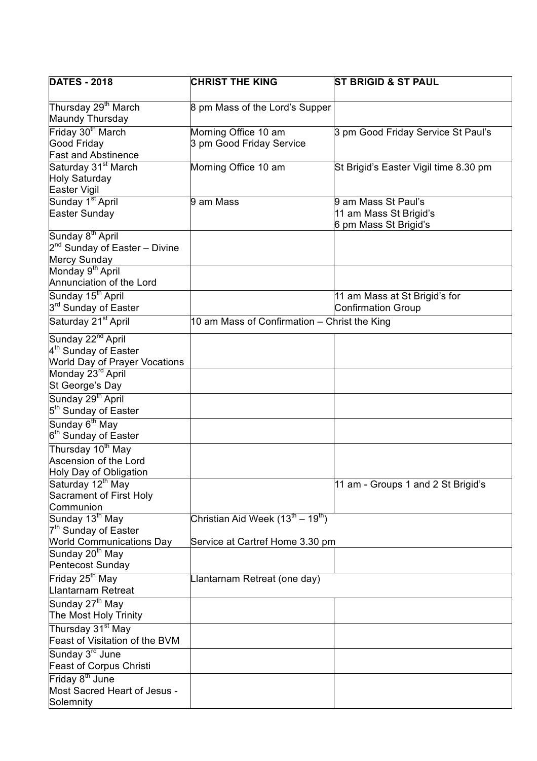| **DATES - 2018** | **CHRIST THE KING** | **ST BRIGID & ST PAUL** |
|---|---|---|
| Thursday 29th March<br>Maundy Thursday | 8 pm Mass of the Lord's Supper | |
| Friday 30th March<br>Good Friday<br>Fast and Abstinence | Morning Office 10 am<br>3 pm Good Friday Service | 3 pm Good Friday Service St Paul's |
| Saturday 31st March<br>Holy Saturday<br>Easter Vigil | Morning Office 10 am | St Brigid's Easter Vigil time 8.30 pm |
| Sunday 1st April<br>Easter Sunday | 9 am Mass | 9 am Mass St Paul's<br>11 am Mass St Brigid's<br>6 pm Mass St Brigid's |
| Sunday 8th April<br>2nd Sunday of Easter – Divine Mercy Sunday | | |
| Monday 9th April<br>Annunciation of the Lord | | |
| Sunday 15th April<br>3rd Sunday of Easter | | 11 am Mass at St Brigid's for Confirmation Group |
| Saturday 21st April | 10 am Mass of Confirmation – Christ the King | |
| Sunday 22nd April<br>4th Sunday of Easter<br>World Day of Prayer Vocations | | |
| Monday 23rd April<br>St George's Day | | |
| Sunday 29th April<br>5th Sunday of Easter | | |
| Sunday 6th May<br>6th Sunday of Easter | | |
| Thursday 10th May<br>Ascension of the Lord<br>Holy Day of Obligation | | |
| Saturday 12th May<br>Sacrament of First Holy Communion | | 11 am - Groups 1 and 2 St Brigid's |
| Sunday 13th May<br>7th Sunday of Easter<br>World Communications Day | Christian Aid Week (13th – 19th)<br><br>Service at Cartref Home 3.30 pm | |
| Sunday 20th May<br>Pentecost Sunday | | |
| Friday 25th May<br>Llantarnam Retreat | Llantarnam Retreat (one day) | |
| Sunday 27th May<br>The Most Holy Trinity | | |
| Thursday 31st May<br>Feast of Visitation of the BVM | | |
| Sunday 3rd June<br>Feast of Corpus Christi | | |
| Friday 8th June<br>Most Sacred Heart of Jesus - Solemnity | | |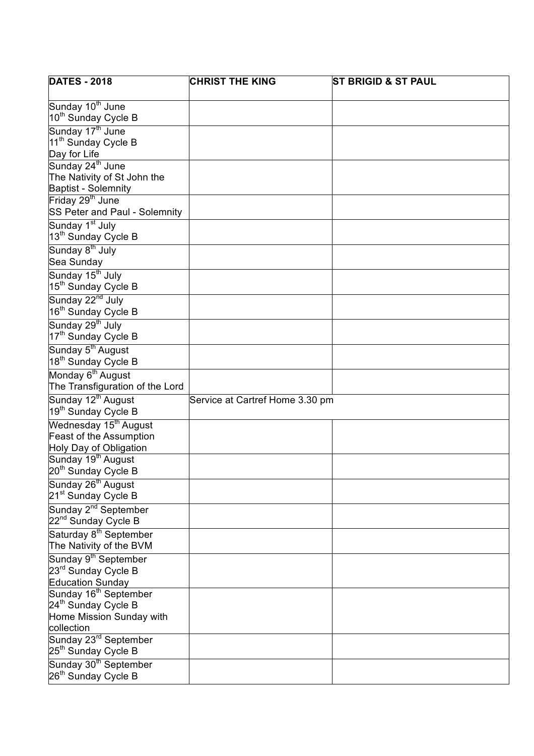| DATES - 2018 | CHRIST THE KING | ST BRIGID & ST PAUL |
|---|---|---|
| Sunday 10th June<br>10th Sunday Cycle B | | |
| Sunday 17th June<br>11th Sunday Cycle B<br>Day for Life | | |
| Sunday 24th June<br>The Nativity of St John the Baptist - Solemnity | | |
| Friday 29th June<br>SS Peter and Paul - Solemnity | | |
| Sunday 1st July<br>13th Sunday Cycle B | | |
| Sunday 8th July<br>Sea Sunday | | |
| Sunday 15th July<br>15th Sunday Cycle B | | |
| Sunday 22nd July<br>16th Sunday Cycle B | | |
| Sunday 29th July<br>17th Sunday Cycle B | | |
| Sunday 5th August<br>18th Sunday Cycle B | | |
| Monday 6th August<br>The Transfiguration of the Lord | | |
| Sunday 12th August<br>19th Sunday Cycle B | Service at Cartref Home 3.30 pm | |
| Wednesday 15th August<br>Feast of the Assumption<br>Holy Day of Obligation | | |
| Sunday 19th August<br>20th Sunday Cycle B | | |
| Sunday 26th August<br>21st Sunday Cycle B | | |
| Sunday 2nd September<br>22nd Sunday Cycle B | | |
| Saturday 8th September<br>The Nativity of the BVM | | |
| Sunday 9th September<br>23rd Sunday Cycle B<br>Education Sunday | | |
| Sunday 16th September<br>24th Sunday Cycle B<br>Home Mission Sunday with collection | | |
| Sunday 23rd September<br>25th Sunday Cycle B | | |
| Sunday 30th September<br>26th Sunday Cycle B | | |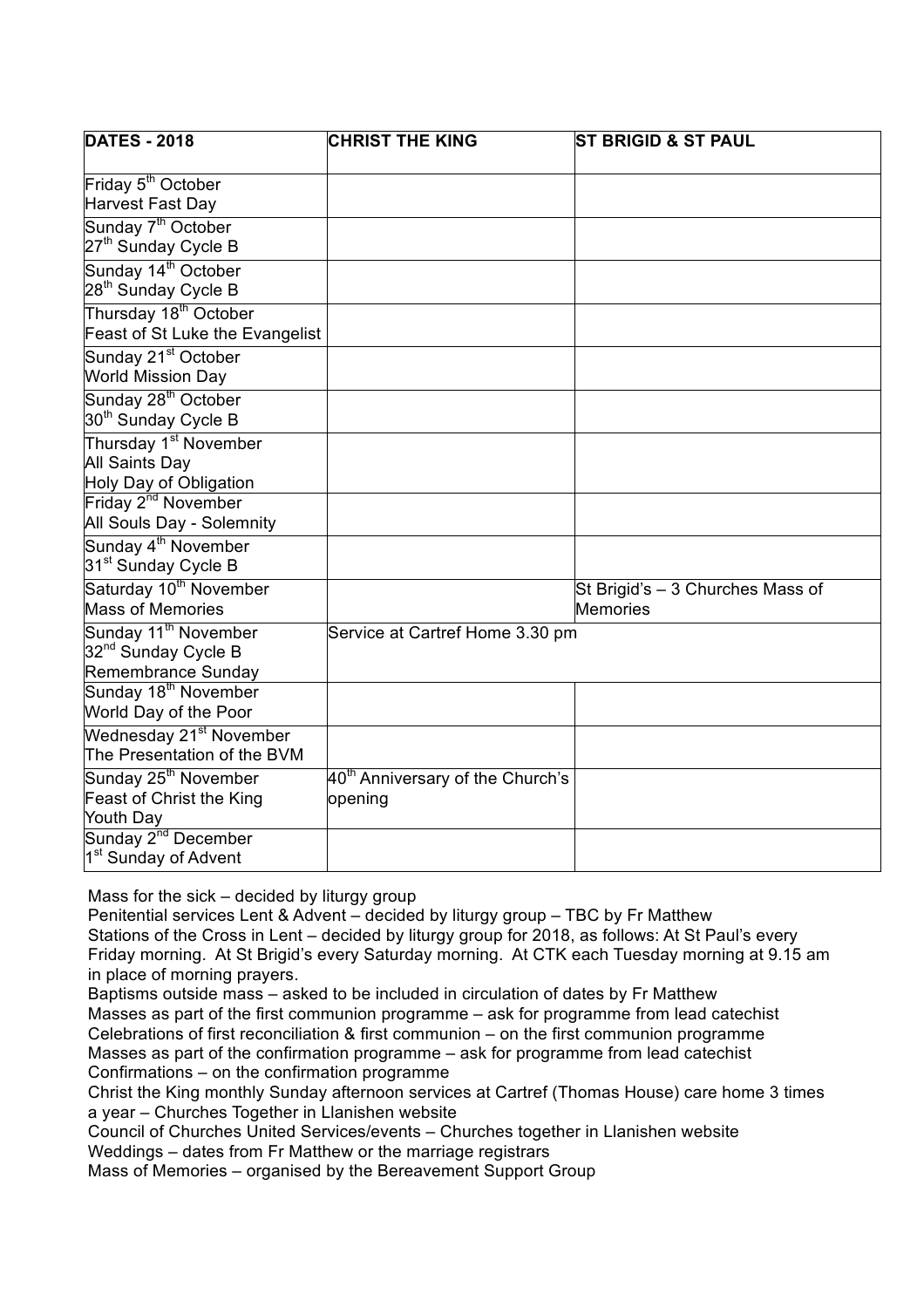| DATES - 2018 | CHRIST THE KING | ST BRIGID & ST PAUL |
|---|---|---|
| Friday 5th October<br>Harvest Fast Day | | |
| Sunday 7th October<br>27th Sunday Cycle B | | |
| Sunday 14th October<br>28th Sunday Cycle B | | |
| Thursday 18th October<br>Feast of St Luke the Evangelist | | |
| Sunday 21st October<br>World Mission Day | | |
| Sunday 28th October<br>30th Sunday Cycle B | | |
| Thursday 1st November<br>All Saints Day<br>Holy Day of Obligation | | |
| Friday 2nd November<br>All Souls Day - Solemnity | | |
| Sunday 4th November<br>31st Sunday Cycle B | | |
| Saturday 10th November<br>Mass of Memories | | St Brigid's – 3 Churches Mass of Memories |
| Sunday 11th November<br>32nd Sunday Cycle B<br>Remembrance Sunday | Service at Cartref Home 3.30 pm | |
| Sunday 18th November<br>World Day of the Poor | | |
| Wednesday 21st November<br>The Presentation of the BVM | | |
| Sunday 25th November<br>Feast of Christ the King<br>Youth Day | 40th Anniversary of the Church's opening | |
| Sunday 2nd December<br>1st Sunday of Advent | | |

Mass for the sick – decided by liturgy group

Penitential services Lent & Advent – decided by liturgy group – TBC by Fr Matthew

Stations of the Cross in Lent – decided by liturgy group for 2018, as follows: At St Paul's every Friday morning. At St Brigid's every Saturday morning. At CTK each Tuesday morning at 9.15 am in place of morning prayers.

Baptisms outside mass – asked to be included in circulation of dates by Fr Matthew

Masses as part of the first communion programme – ask for programme from lead catechist

Celebrations of first reconciliation & first communion – on the first communion programme

Masses as part of the confirmation programme – ask for programme from lead catechist

Confirmations – on the confirmation programme

Christ the King monthly Sunday afternoon services at Cartref (Thomas House) care home 3 times a year – Churches Together in Llanishen website

Council of Churches United Services/events – Churches together in Llanishen website

Weddings – dates from Fr Matthew or the marriage registrars

Mass of Memories – organised by the Bereavement Support Group